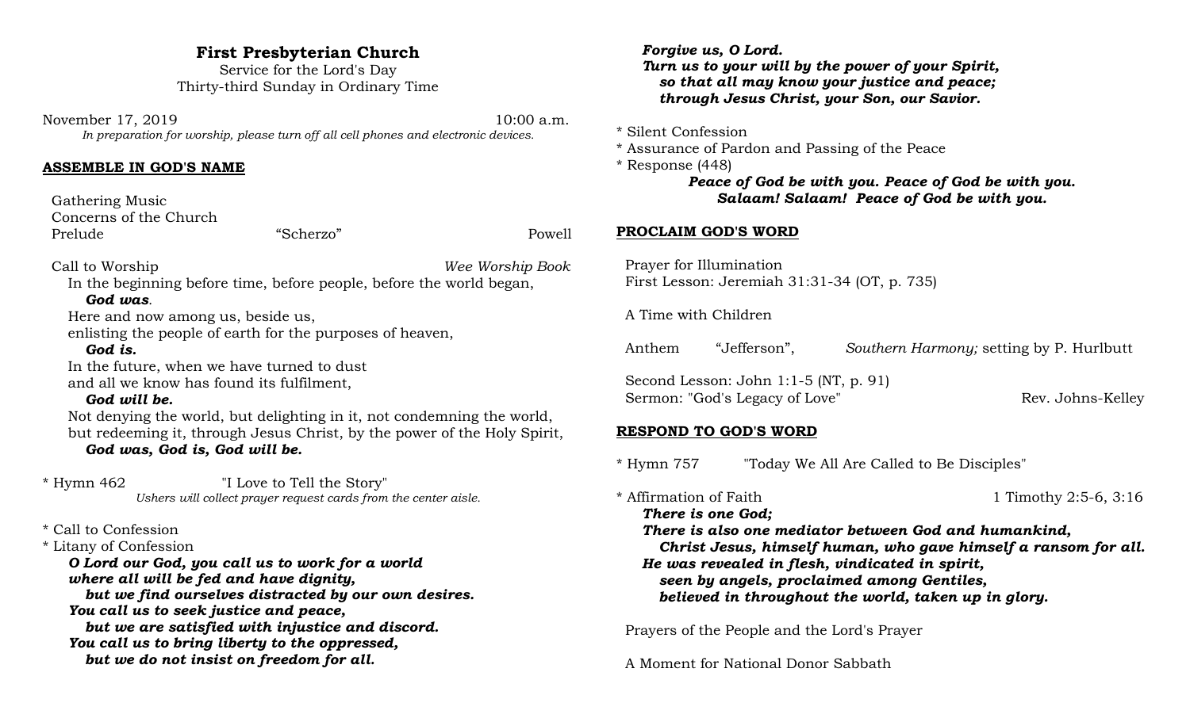# First Presbyterian Church

Service for the Lord's Day
Thirty-third Sunday in Ordinary Time

November 17, 2019 10:00 a.m.

*In preparation for worship, please turn off all cell phones and electronic devices.*

## ASSEMBLE IN GOD'S NAME

Gathering Music
Concerns of the Church
Prelude "Scherzo" Powell

Call to Worship *Wee Worship Book*

In the beginning before time, before people, before the world began,
***God was***.
Here and now among us, beside us,
enlisting the people of earth for the purposes of heaven,
***God is.***
In the future, when we have turned to dust
and all we know has found its fulfilment,
***God will be.***
Not denying the world, but delighting in it, not condemning the world,
but redeeming it, through Jesus Christ, by the power of the Holy Spirit,
***God was, God is, God will be.***

\* Hymn 462 "I Love to Tell the Story"
*Ushers will collect prayer request cards from the center aisle.*

\* Call to Confession
\* Litany of Confession

***O Lord our God, you call us to work for a world***
***where all will be fed and have dignity,***
***but we find ourselves distracted by our own desires.***
***You call us to seek justice and peace,***
***but we are satisfied with injustice and discord.***
***You call us to bring liberty to the oppressed,***
***but we do not insist on freedom for all.***
***Forgive us, O Lord.***
***Turn us to your will by the power of your Spirit,***
***so that all may know your justice and peace;***
***through Jesus Christ, your Son, our Savior.***

\* Silent Confession
\* Assurance of Pardon and Passing of the Peace
\* Response (448)

***Peace of God be with you. Peace of God be with you.***
***Salaam! Salaam! Peace of God be with you.***

## PROCLAIM GOD'S WORD

Prayer for Illumination
First Lesson: Jeremiah 31:31-34 (OT, p. 735)

A Time with Children

Anthem "Jefferson", *Southern Harmony;* setting by P. Hurlbutt

Second Lesson: John 1:1-5 (NT, p. 91)
Sermon: "God's Legacy of Love" Rev. Johns-Kelley

## RESPOND TO GOD'S WORD

\* Hymn 757 "Today We All Are Called to Be Disciples"

\* Affirmation of Faith 1 Timothy 2:5-6, 3:16

***There is one God;***
***There is also one mediator between God and humankind,***
***Christ Jesus, himself human, who gave himself a ransom for all.***
***He was revealed in flesh, vindicated in spirit,***
***seen by angels, proclaimed among Gentiles,***
***believed in throughout the world, taken up in glory.***

Prayers of the People and the Lord's Prayer

A Moment for National Donor Sabbath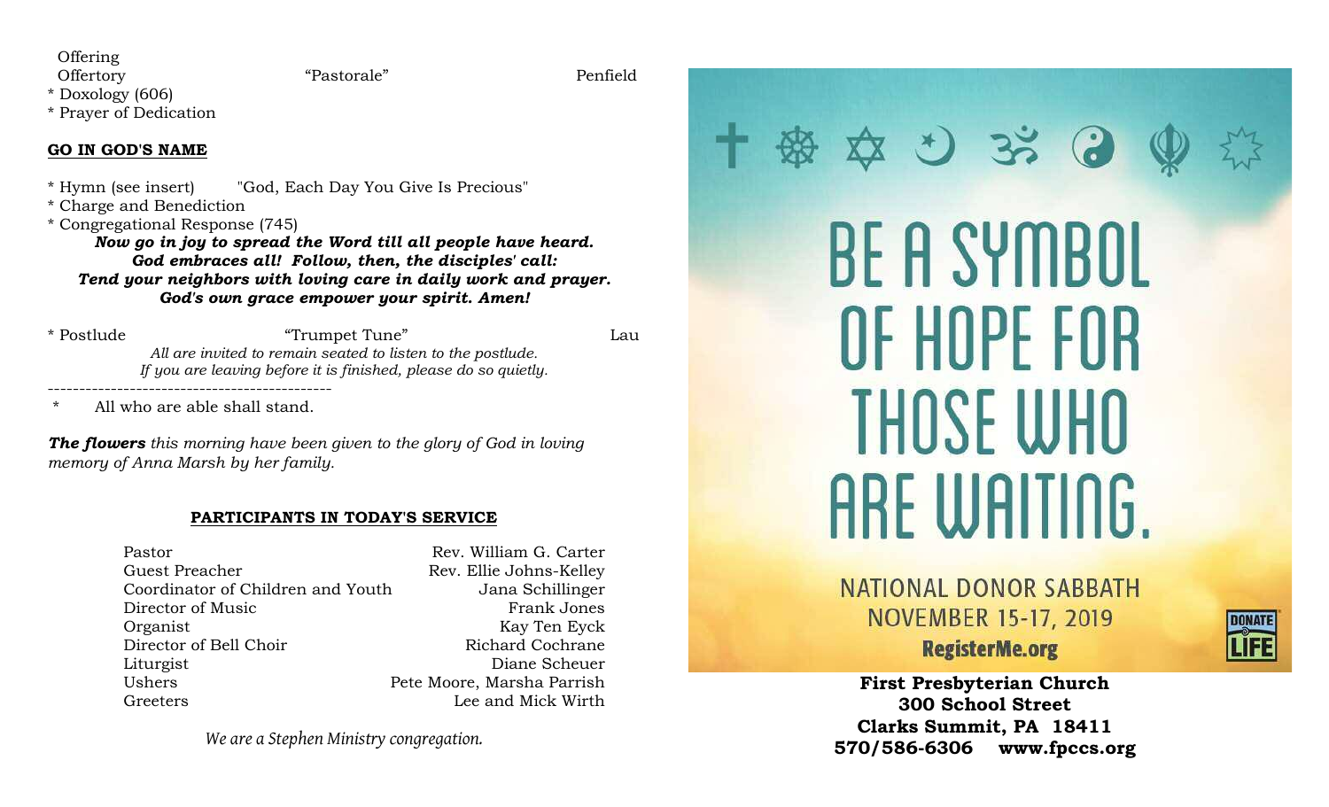Offering
Offertory "Pastorale" Penfield
* Doxology (606)
* Prayer of Dedication

**GO IN GOD'S NAME**

* Hymn (see insert) "God, Each Day You Give Is Precious"
* Charge and Benediction
* Congregational Response (745)

***Now go in joy to spread the Word till all people have heard.***
***God embraces all! Follow, then, the disciples' call:***
***Tend your neighbors with loving care in daily work and prayer.***
***God's own grace empower your spirit. Amen!***

* Postlude "Trumpet Tune" Lau

*All are invited to remain seated to listen to the postlude.*
*If you are leaving before it is finished, please do so quietly.*

---

* All who are able shall stand.

***The flowers*** *this morning have been given to the glory of God in loving memory of Anna Marsh by her family.*

**PARTICIPANTS IN TODAY'S SERVICE**

| | |
|---|---|
| Pastor | Rev. William G. Carter |
| Guest Preacher | Rev. Ellie Johns-Kelley |
| Coordinator of Children and Youth | Jana Schillinger |
| Director of Music | Frank Jones |
| Organist | Kay Ten Eyck |
| Director of Bell Choir | Richard Cochrane |
| Liturgist | Diane Scheuer |
| Ushers | Pete Moore, Marsha Parrish |
| Greeters | Lee and Mick Wirth |

*We are a Stephen Ministry congregation.*

BE A SYMBOL OF HOPE FOR THOSE WHO ARE WAITING.

NATIONAL DONOR SABBATH
NOVEMBER 15-17, 2019
**RegisterMe.org**

DONATE LIFE

**First Presbyterian Church**
**300 School Street**
**Clarks Summit, PA 18411**
**570/586-6306 www.fpccs.org**